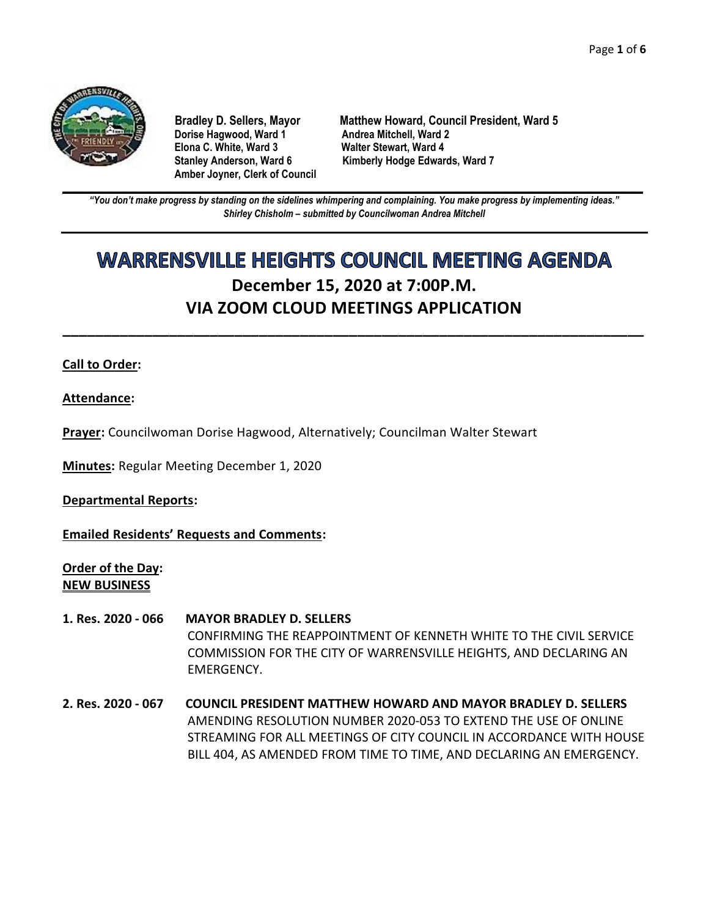**Bradley D. Sellers, Mayor**
**Matthew Howard, Council President, Ward 5**
**Dorise Hagwood, Ward 1**
**Andrea Mitchell, Ward 2**
**Elona C. White, Ward 3**
**Walter Stewart, Ward 4**
**Stanley Anderson, Ward 6**
**Kimberly Hodge Edwards, Ward 7**
**Amber Joyner, Clerk of Council**

---

***"You don't make progress by standing on the sidelines whimpering and complaining. You make progress by implementing ideas."***
***Shirley Chisholm – submitted by Councilwoman Andrea Mitchell***

---

# WARRENSVILLE HEIGHTS COUNCIL MEETING AGENDA

## December 15, 2020 at 7:00P.M.
## VIA ZOOM CLOUD MEETINGS APPLICATION

---

**Call to Order:**

**Attendance:**

**Prayer:** Councilwoman Dorise Hagwood, Alternatively; Councilman Walter Stewart

**Minutes:** Regular Meeting December 1, 2020

**Departmental Reports:**

**Emailed Residents' Requests and Comments:**

**Order of the Day:**
**NEW BUSINESS**

**1. Res. 2020 - 066 MAYOR BRADLEY D. SELLERS**
CONFIRMING THE REAPPOINTMENT OF KENNETH WHITE TO THE CIVIL SERVICE COMMISSION FOR THE CITY OF WARRENSVILLE HEIGHTS, AND DECLARING AN EMERGENCY.

**2. Res. 2020 - 067 COUNCIL PRESIDENT MATTHEW HOWARD AND MAYOR BRADLEY D. SELLERS**
AMENDING RESOLUTION NUMBER 2020-053 TO EXTEND THE USE OF ONLINE STREAMING FOR ALL MEETINGS OF CITY COUNCIL IN ACCORDANCE WITH HOUSE BILL 404, AS AMENDED FROM TIME TO TIME, AND DECLARING AN EMERGENCY.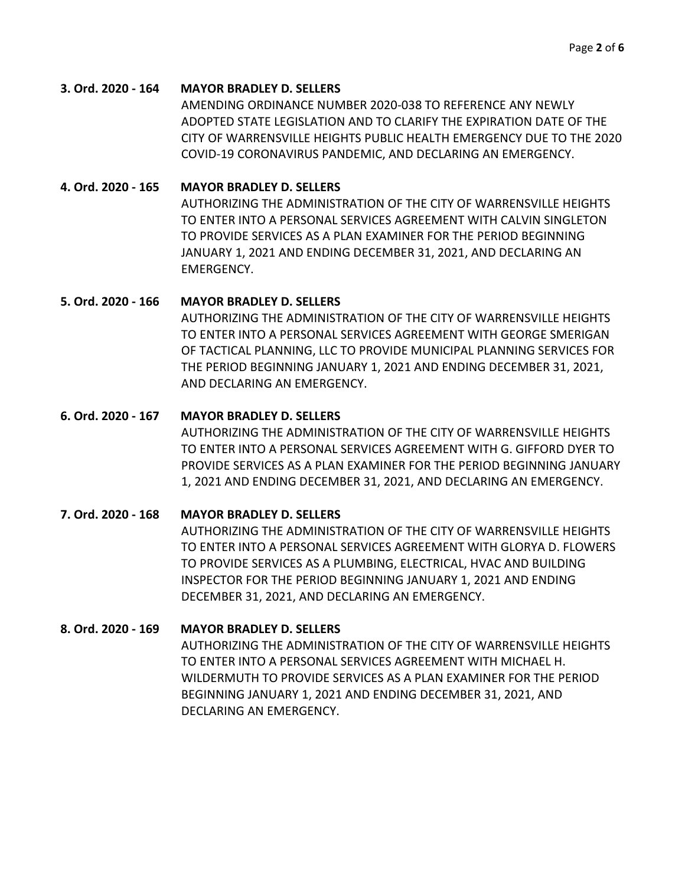**3. Ord. 2020 - 164 MAYOR BRADLEY D. SELLERS**

AMENDING ORDINANCE NUMBER 2020-038 TO REFERENCE ANY NEWLY ADOPTED STATE LEGISLATION AND TO CLARIFY THE EXPIRATION DATE OF THE CITY OF WARRENSVILLE HEIGHTS PUBLIC HEALTH EMERGENCY DUE TO THE 2020 COVID-19 CORONAVIRUS PANDEMIC, AND DECLARING AN EMERGENCY.

**4. Ord. 2020 - 165 MAYOR BRADLEY D. SELLERS**

AUTHORIZING THE ADMINISTRATION OF THE CITY OF WARRENSVILLE HEIGHTS TO ENTER INTO A PERSONAL SERVICES AGREEMENT WITH CALVIN SINGLETON TO PROVIDE SERVICES AS A PLAN EXAMINER FOR THE PERIOD BEGINNING JANUARY 1, 2021 AND ENDING DECEMBER 31, 2021, AND DECLARING AN EMERGENCY.

**5. Ord. 2020 - 166 MAYOR BRADLEY D. SELLERS**

AUTHORIZING THE ADMINISTRATION OF THE CITY OF WARRENSVILLE HEIGHTS TO ENTER INTO A PERSONAL SERVICES AGREEMENT WITH GEORGE SMERIGAN OF TACTICAL PLANNING, LLC TO PROVIDE MUNICIPAL PLANNING SERVICES FOR THE PERIOD BEGINNING JANUARY 1, 2021 AND ENDING DECEMBER 31, 2021, AND DECLARING AN EMERGENCY.

**6. Ord. 2020 - 167 MAYOR BRADLEY D. SELLERS**

AUTHORIZING THE ADMINISTRATION OF THE CITY OF WARRENSVILLE HEIGHTS TO ENTER INTO A PERSONAL SERVICES AGREEMENT WITH G. GIFFORD DYER TO PROVIDE SERVICES AS A PLAN EXAMINER FOR THE PERIOD BEGINNING JANUARY 1, 2021 AND ENDING DECEMBER 31, 2021, AND DECLARING AN EMERGENCY.

**7. Ord. 2020 - 168 MAYOR BRADLEY D. SELLERS**

AUTHORIZING THE ADMINISTRATION OF THE CITY OF WARRENSVILLE HEIGHTS TO ENTER INTO A PERSONAL SERVICES AGREEMENT WITH GLORYA D. FLOWERS TO PROVIDE SERVICES AS A PLUMBING, ELECTRICAL, HVAC AND BUILDING INSPECTOR FOR THE PERIOD BEGINNING JANUARY 1, 2021 AND ENDING DECEMBER 31, 2021, AND DECLARING AN EMERGENCY.

**8. Ord. 2020 - 169 MAYOR BRADLEY D. SELLERS**

AUTHORIZING THE ADMINISTRATION OF THE CITY OF WARRENSVILLE HEIGHTS TO ENTER INTO A PERSONAL SERVICES AGREEMENT WITH MICHAEL H. WILDERMUTH TO PROVIDE SERVICES AS A PLAN EXAMINER FOR THE PERIOD BEGINNING JANUARY 1, 2021 AND ENDING DECEMBER 31, 2021, AND DECLARING AN EMERGENCY.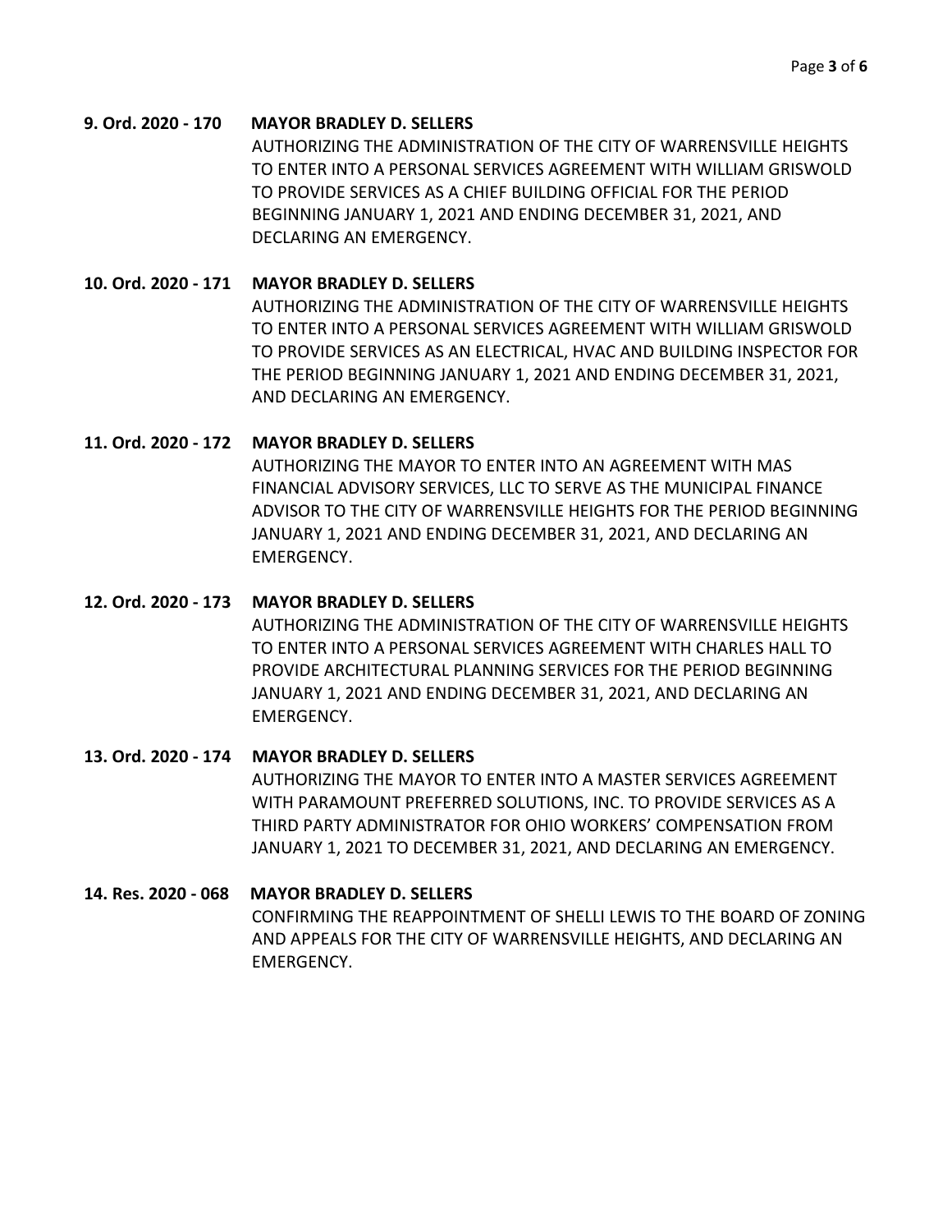**9. Ord. 2020 - 170 MAYOR BRADLEY D. SELLERS**

AUTHORIZING THE ADMINISTRATION OF THE CITY OF WARRENSVILLE HEIGHTS TO ENTER INTO A PERSONAL SERVICES AGREEMENT WITH WILLIAM GRISWOLD TO PROVIDE SERVICES AS A CHIEF BUILDING OFFICIAL FOR THE PERIOD BEGINNING JANUARY 1, 2021 AND ENDING DECEMBER 31, 2021, AND DECLARING AN EMERGENCY.

**10. Ord. 2020 - 171 MAYOR BRADLEY D. SELLERS**

AUTHORIZING THE ADMINISTRATION OF THE CITY OF WARRENSVILLE HEIGHTS TO ENTER INTO A PERSONAL SERVICES AGREEMENT WITH WILLIAM GRISWOLD TO PROVIDE SERVICES AS AN ELECTRICAL, HVAC AND BUILDING INSPECTOR FOR THE PERIOD BEGINNING JANUARY 1, 2021 AND ENDING DECEMBER 31, 2021, AND DECLARING AN EMERGENCY.

**11. Ord. 2020 - 172 MAYOR BRADLEY D. SELLERS**

AUTHORIZING THE MAYOR TO ENTER INTO AN AGREEMENT WITH MAS FINANCIAL ADVISORY SERVICES, LLC TO SERVE AS THE MUNICIPAL FINANCE ADVISOR TO THE CITY OF WARRENSVILLE HEIGHTS FOR THE PERIOD BEGINNING JANUARY 1, 2021 AND ENDING DECEMBER 31, 2021, AND DECLARING AN EMERGENCY.

**12. Ord. 2020 - 173 MAYOR BRADLEY D. SELLERS**

AUTHORIZING THE ADMINISTRATION OF THE CITY OF WARRENSVILLE HEIGHTS TO ENTER INTO A PERSONAL SERVICES AGREEMENT WITH CHARLES HALL TO PROVIDE ARCHITECTURAL PLANNING SERVICES FOR THE PERIOD BEGINNING JANUARY 1, 2021 AND ENDING DECEMBER 31, 2021, AND DECLARING AN EMERGENCY.

**13. Ord. 2020 - 174 MAYOR BRADLEY D. SELLERS**

AUTHORIZING THE MAYOR TO ENTER INTO A MASTER SERVICES AGREEMENT WITH PARAMOUNT PREFERRED SOLUTIONS, INC. TO PROVIDE SERVICES AS A THIRD PARTY ADMINISTRATOR FOR OHIO WORKERS' COMPENSATION FROM JANUARY 1, 2021 TO DECEMBER 31, 2021, AND DECLARING AN EMERGENCY.

**14. Res. 2020 - 068 MAYOR BRADLEY D. SELLERS**

CONFIRMING THE REAPPOINTMENT OF SHELLI LEWIS TO THE BOARD OF ZONING AND APPEALS FOR THE CITY OF WARRENSVILLE HEIGHTS, AND DECLARING AN EMERGENCY.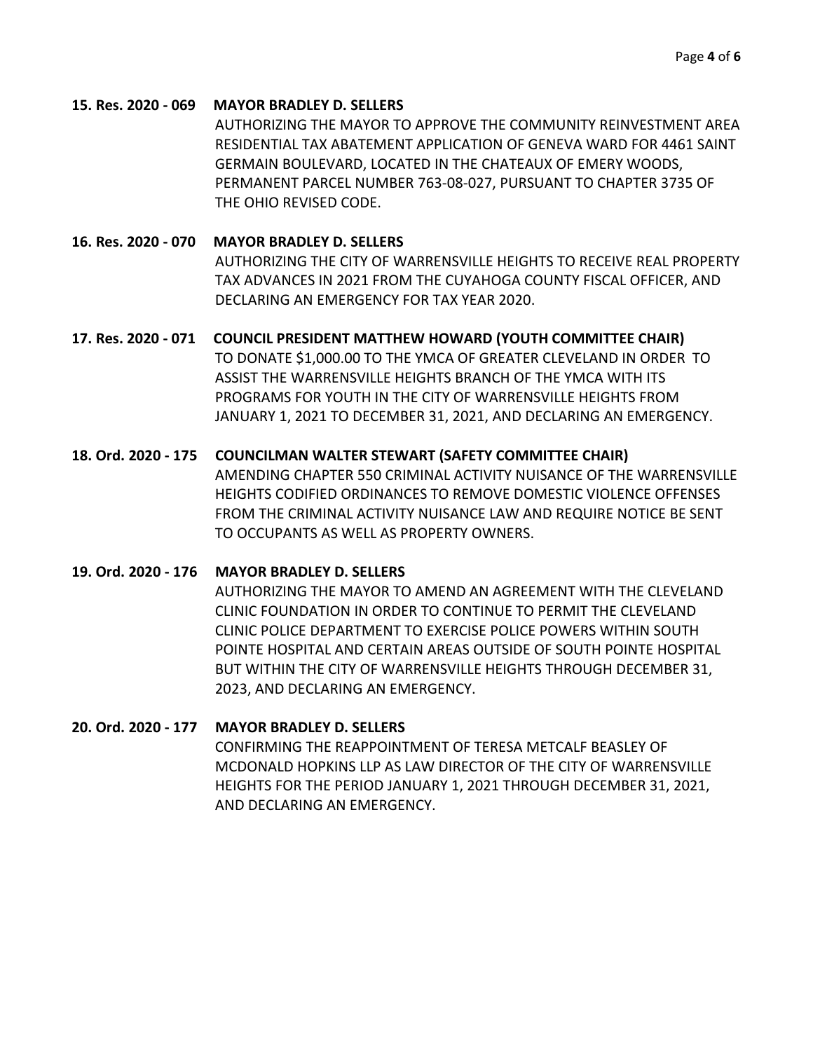**15. Res. 2020 - 069 MAYOR BRADLEY D. SELLERS**

AUTHORIZING THE MAYOR TO APPROVE THE COMMUNITY REINVESTMENT AREA RESIDENTIAL TAX ABATEMENT APPLICATION OF GENEVA WARD FOR 4461 SAINT GERMAIN BOULEVARD, LOCATED IN THE CHATEAUX OF EMERY WOODS, PERMANENT PARCEL NUMBER 763-08-027, PURSUANT TO CHAPTER 3735 OF THE OHIO REVISED CODE.

**16. Res. 2020 - 070 MAYOR BRADLEY D. SELLERS**

AUTHORIZING THE CITY OF WARRENSVILLE HEIGHTS TO RECEIVE REAL PROPERTY TAX ADVANCES IN 2021 FROM THE CUYAHOGA COUNTY FISCAL OFFICER, AND DECLARING AN EMERGENCY FOR TAX YEAR 2020.

**17. Res. 2020 - 071 COUNCIL PRESIDENT MATTHEW HOWARD (YOUTH COMMITTEE CHAIR)**

TO DONATE $1,000.00 TO THE YMCA OF GREATER CLEVELAND IN ORDER TO ASSIST THE WARRENSVILLE HEIGHTS BRANCH OF THE YMCA WITH ITS PROGRAMS FOR YOUTH IN THE CITY OF WARRENSVILLE HEIGHTS FROM JANUARY 1, 2021 TO DECEMBER 31, 2021, AND DECLARING AN EMERGENCY.

**18. Ord. 2020 - 175 COUNCILMAN WALTER STEWART (SAFETY COMMITTEE CHAIR)**

AMENDING CHAPTER 550 CRIMINAL ACTIVITY NUISANCE OF THE WARRENSVILLE HEIGHTS CODIFIED ORDINANCES TO REMOVE DOMESTIC VIOLENCE OFFENSES FROM THE CRIMINAL ACTIVITY NUISANCE LAW AND REQUIRE NOTICE BE SENT TO OCCUPANTS AS WELL AS PROPERTY OWNERS.

**19. Ord. 2020 - 176 MAYOR BRADLEY D. SELLERS**

AUTHORIZING THE MAYOR TO AMEND AN AGREEMENT WITH THE CLEVELAND CLINIC FOUNDATION IN ORDER TO CONTINUE TO PERMIT THE CLEVELAND CLINIC POLICE DEPARTMENT TO EXERCISE POLICE POWERS WITHIN SOUTH POINTE HOSPITAL AND CERTAIN AREAS OUTSIDE OF SOUTH POINTE HOSPITAL BUT WITHIN THE CITY OF WARRENSVILLE HEIGHTS THROUGH DECEMBER 31, 2023, AND DECLARING AN EMERGENCY.

**20. Ord. 2020 - 177 MAYOR BRADLEY D. SELLERS**

CONFIRMING THE REAPPOINTMENT OF TERESA METCALF BEASLEY OF MCDONALD HOPKINS LLP AS LAW DIRECTOR OF THE CITY OF WARRENSVILLE HEIGHTS FOR THE PERIOD JANUARY 1, 2021 THROUGH DECEMBER 31, 2021, AND DECLARING AN EMERGENCY.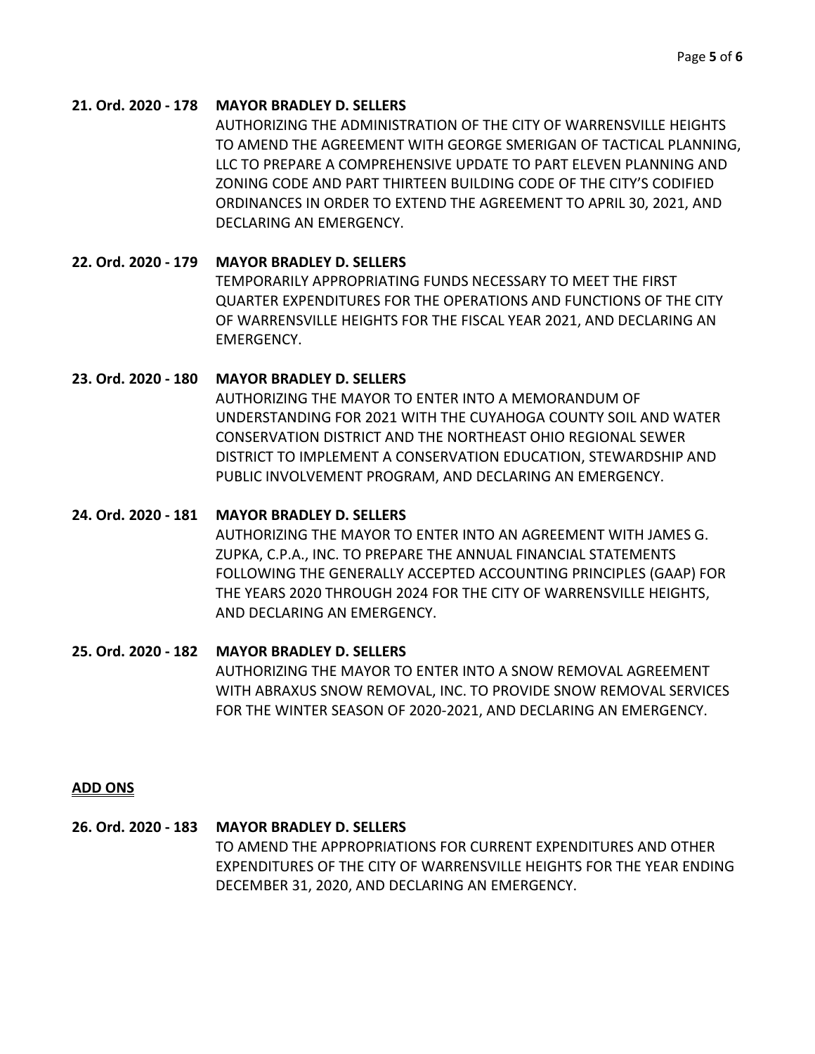**21. Ord. 2020 - 178 MAYOR BRADLEY D. SELLERS**

AUTHORIZING THE ADMINISTRATION OF THE CITY OF WARRENSVILLE HEIGHTS TO AMEND THE AGREEMENT WITH GEORGE SMERIGAN OF TACTICAL PLANNING, LLC TO PREPARE A COMPREHENSIVE UPDATE TO PART ELEVEN PLANNING AND ZONING CODE AND PART THIRTEEN BUILDING CODE OF THE CITY'S CODIFIED ORDINANCES IN ORDER TO EXTEND THE AGREEMENT TO APRIL 30, 2021, AND DECLARING AN EMERGENCY.

**22. Ord. 2020 - 179 MAYOR BRADLEY D. SELLERS**

TEMPORARILY APPROPRIATING FUNDS NECESSARY TO MEET THE FIRST QUARTER EXPENDITURES FOR THE OPERATIONS AND FUNCTIONS OF THE CITY OF WARRENSVILLE HEIGHTS FOR THE FISCAL YEAR 2021, AND DECLARING AN EMERGENCY.

**23. Ord. 2020 - 180 MAYOR BRADLEY D. SELLERS**

AUTHORIZING THE MAYOR TO ENTER INTO A MEMORANDUM OF UNDERSTANDING FOR 2021 WITH THE CUYAHOGA COUNTY SOIL AND WATER CONSERVATION DISTRICT AND THE NORTHEAST OHIO REGIONAL SEWER DISTRICT TO IMPLEMENT A CONSERVATION EDUCATION, STEWARDSHIP AND PUBLIC INVOLVEMENT PROGRAM, AND DECLARING AN EMERGENCY.

**24. Ord. 2020 - 181 MAYOR BRADLEY D. SELLERS**

AUTHORIZING THE MAYOR TO ENTER INTO AN AGREEMENT WITH JAMES G. ZUPKA, C.P.A., INC. TO PREPARE THE ANNUAL FINANCIAL STATEMENTS FOLLOWING THE GENERALLY ACCEPTED ACCOUNTING PRINCIPLES (GAAP) FOR THE YEARS 2020 THROUGH 2024 FOR THE CITY OF WARRENSVILLE HEIGHTS, AND DECLARING AN EMERGENCY.

**25. Ord. 2020 - 182 MAYOR BRADLEY D. SELLERS**

AUTHORIZING THE MAYOR TO ENTER INTO A SNOW REMOVAL AGREEMENT WITH ABRAXUS SNOW REMOVAL, INC. TO PROVIDE SNOW REMOVAL SERVICES FOR THE WINTER SEASON OF 2020-2021, AND DECLARING AN EMERGENCY.

**ADD ONS**

**26. Ord. 2020 - 183 MAYOR BRADLEY D. SELLERS**

TO AMEND THE APPROPRIATIONS FOR CURRENT EXPENDITURES AND OTHER EXPENDITURES OF THE CITY OF WARRENSVILLE HEIGHTS FOR THE YEAR ENDING DECEMBER 31, 2020, AND DECLARING AN EMERGENCY.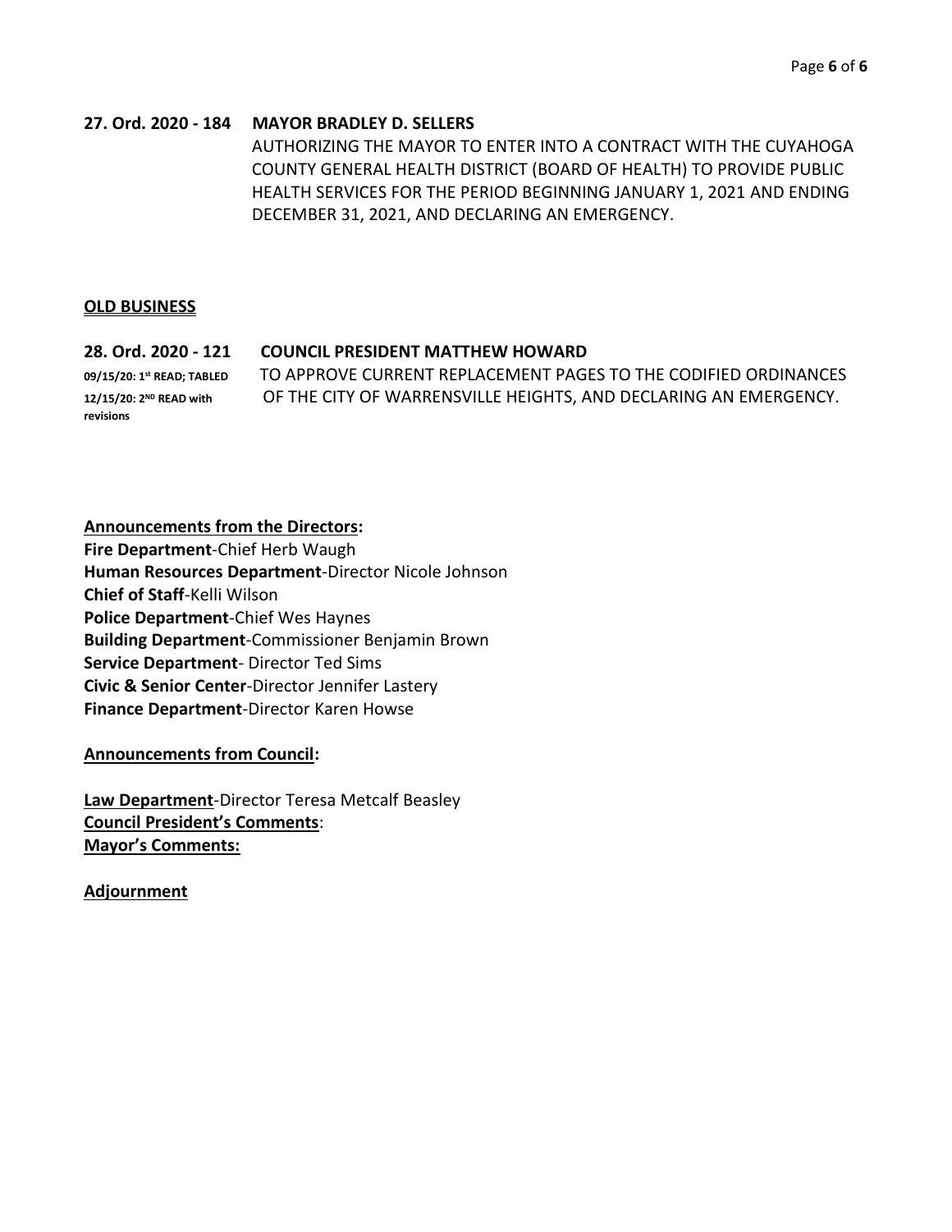**27. Ord. 2020 - 184 MAYOR BRADLEY D. SELLERS**

AUTHORIZING THE MAYOR TO ENTER INTO A CONTRACT WITH THE CUYAHOGA COUNTY GENERAL HEALTH DISTRICT (BOARD OF HEALTH) TO PROVIDE PUBLIC HEALTH SERVICES FOR THE PERIOD BEGINNING JANUARY 1, 2021 AND ENDING DECEMBER 31, 2021, AND DECLARING AN EMERGENCY.

**OLD BUSINESS**

**28. Ord. 2020 - 121 COUNCIL PRESIDENT MATTHEW HOWARD**

**09/15/20: 1st READ; TABLED**
**12/15/20: 2ND READ with revisions**

TO APPROVE CURRENT REPLACEMENT PAGES TO THE CODIFIED ORDINANCES OF THE CITY OF WARRENSVILLE HEIGHTS, AND DECLARING AN EMERGENCY.

**Announcements from the Directors:**

**Fire Department**-Chief Herb Waugh
**Human Resources Department**-Director Nicole Johnson
**Chief of Staff**-Kelli Wilson
**Police Department**-Chief Wes Haynes
**Building Department**-Commissioner Benjamin Brown
**Service Department**- Director Ted Sims
**Civic & Senior Center**-Director Jennifer Lastery
**Finance Department**-Director Karen Howse

**Announcements from Council:**

**Law Department**-Director Teresa Metcalf Beasley
**Council President's Comments**:
**Mayor's Comments:**

**Adjournment**